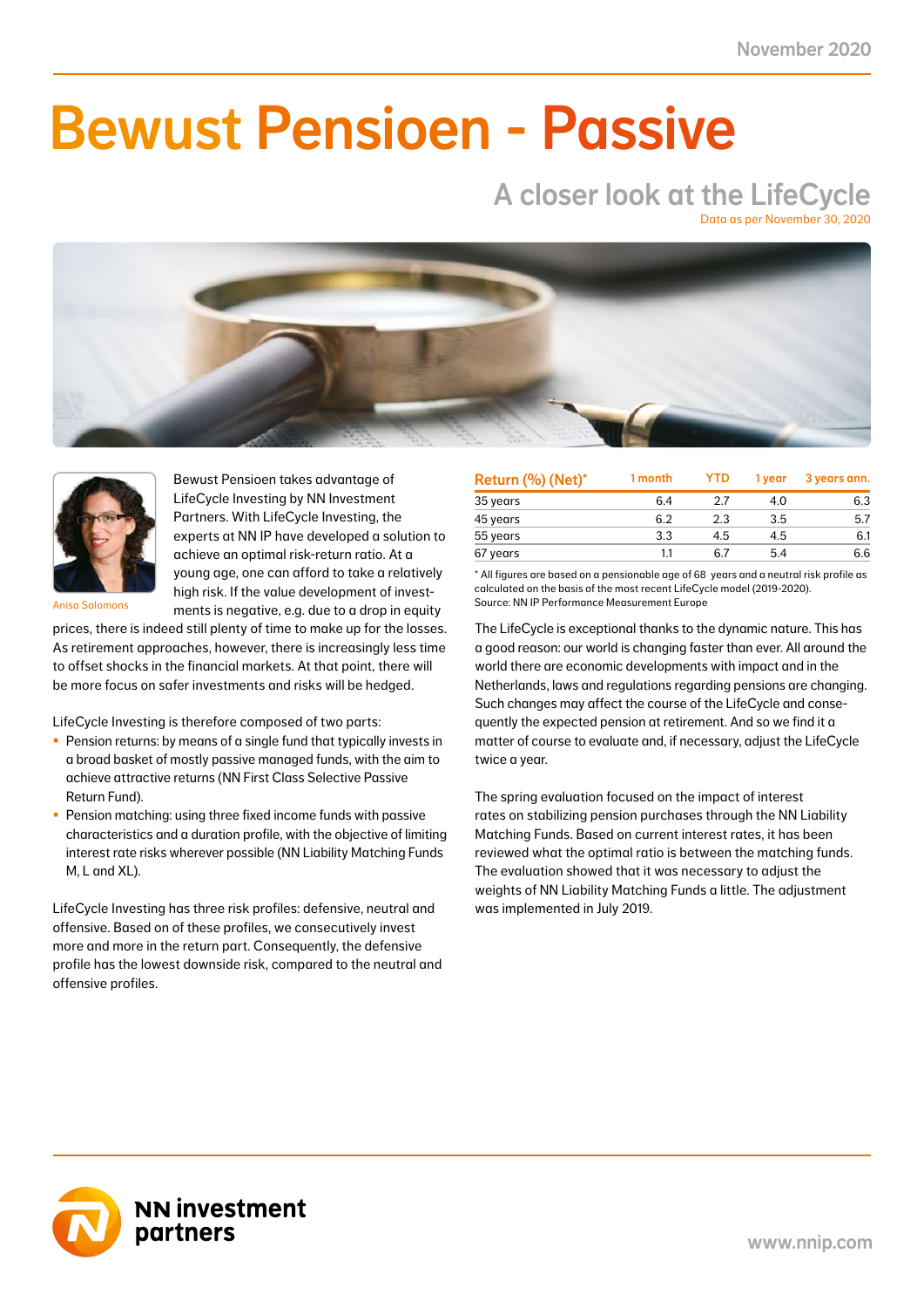November 2020

# Bewust Pensioen - Passive

## A closer look at the LifeCycle

Data as per November 30, 2020

Anisa Salomons

Bewust Pensioen takes advantage of LifeCycle Investing by NN Investment Partners. With LifeCycle Investing, the experts at NN IP have developed a solution to achieve an optimal risk-return ratio. At a young age, one can afford to take a relatively high risk. If the value development of investments is negative, e.g. due to a drop in equity prices, there is indeed still plenty of time to make up for the losses. As retirement approaches, however, there is increasingly less time to offset shocks in the financial markets. At that point, there will be more focus on safer investments and risks will be hedged.

LifeCycle Investing is therefore composed of two parts:

- Pension returns: by means of a single fund that typically invests in a broad basket of mostly passive managed funds, with the aim to achieve attractive returns (NN First Class Selective Passive Return Fund).
- Pension matching: using three fixed income funds with passive characteristics and a duration profile, with the objective of limiting interest rate risks wherever possible (NN Liability Matching Funds M, L and XL).

LifeCycle Investing has three risk profiles: defensive, neutral and offensive. Based on of these profiles, we consecutively invest more and more in the return part. Consequently, the defensive profile has the lowest downside risk, compared to the neutral and offensive profiles.

| Return (%) (Net)* | 1 month | YTD | 1 year | 3 years ann. |
|---|---|---|---|---|
| 35 years | 6.4 | 2.7 | 4.0 | 6.3 |
| 45 years | 6.2 | 2.3 | 3.5 | 5.7 |
| 55 years | 3.3 | 4.5 | 4.5 | 6.1 |
| 67 years | 1.1 | 6.7 | 5.4 | 6.6 |

* All figures are based on a pensionable age of 68 years and a neutral risk profile as calculated on the basis of the most recent LifeCycle model (2019-2020).
Source: NN IP Performance Measurement Europe

The LifeCycle is exceptional thanks to the dynamic nature. This has a good reason: our world is changing faster than ever. All around the world there are economic developments with impact and in the Netherlands, laws and regulations regarding pensions are changing. Such changes may affect the course of the LifeCycle and consequently the expected pension at retirement. And so we find it a matter of course to evaluate and, if necessary, adjust the LifeCycle twice a year.

The spring evaluation focused on the impact of interest rates on stabilizing pension purchases through the NN Liability Matching Funds. Based on current interest rates, it has been reviewed what the optimal ratio is between the matching funds. The evaluation showed that it was necessary to adjust the weights of NN Liability Matching Funds a little. The adjustment was implemented in July 2019.

NN investment partners

www.nnip.com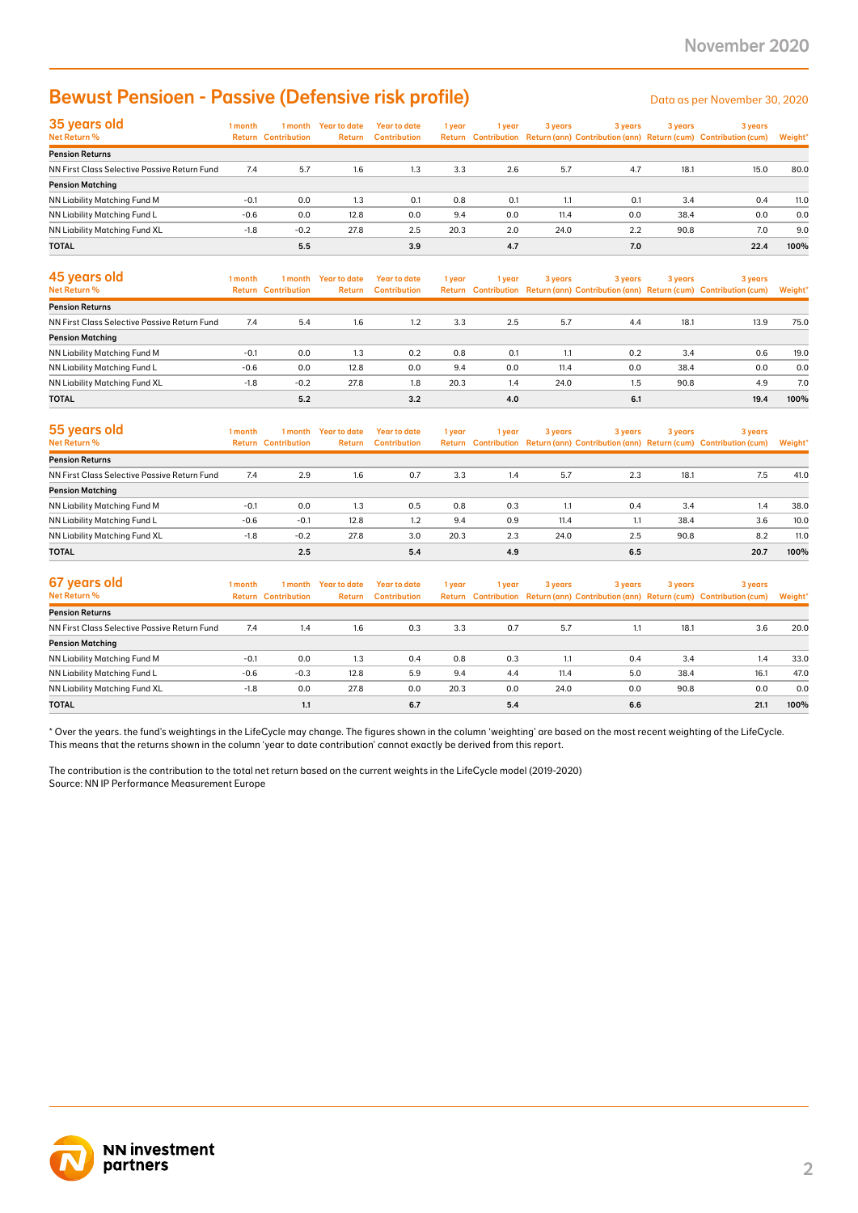# Bewust Pensioen - Passive (Defensive risk profile)

Data as per November 30, 2020

## 35 years old

| Net Return % | 1 month Return | 1 month Contribution | Year to date Return | Year to date Contribution | 1 year Return | 1 year Contribution | 3 years Return (ann) | 3 years Contribution (ann) | 3 years Return (cum) | 3 years Contribution (cum) | Weight* |
|---|---|---|---|---|---|---|---|---|---|---|---|
| **Pension Returns** | | | | | | | | | | | |
| NN First Class Selective Passive Return Fund | 7.4 | 5.7 | 1.6 | 1.3 | 3.3 | 2.6 | 5.7 | 4.7 | 18.1 | 15.0 | 80.0 |
| **Pension Matching** | | | | | | | | | | | |
| NN Liability Matching Fund M | -0.1 | 0.0 | 1.3 | 0.1 | 0.8 | 0.1 | 1.1 | 0.1 | 3.4 | 0.4 | 11.0 |
| NN Liability Matching Fund L | -0.6 | 0.0 | 12.8 | 0.0 | 9.4 | 0.0 | 11.4 | 0.0 | 38.4 | 0.0 | 0.0 |
| NN Liability Matching Fund XL | -1.8 | -0.2 | 27.8 | 2.5 | 20.3 | 2.0 | 24.0 | 2.2 | 90.8 | 7.0 | 9.0 |
| **TOTAL** | | **5.5** | | **3.9** | | **4.7** | | **7.0** | | **22.4** | **100%** |

## 45 years old

| Net Return % | 1 month Return | 1 month Contribution | Year to date Return | Year to date Contribution | 1 year Return | 1 year Contribution | 3 years Return (ann) | 3 years Contribution (ann) | 3 years Return (cum) | 3 years Contribution (cum) | Weight* |
|---|---|---|---|---|---|---|---|---|---|---|---|
| **Pension Returns** | | | | | | | | | | | |
| NN First Class Selective Passive Return Fund | 7.4 | 5.4 | 1.6 | 1.2 | 3.3 | 2.5 | 5.7 | 4.4 | 18.1 | 13.9 | 75.0 |
| **Pension Matching** | | | | | | | | | | | |
| NN Liability Matching Fund M | -0.1 | 0.0 | 1.3 | 0.2 | 0.8 | 0.1 | 1.1 | 0.2 | 3.4 | 0.6 | 19.0 |
| NN Liability Matching Fund L | -0.6 | 0.0 | 12.8 | 0.0 | 9.4 | 0.0 | 11.4 | 0.0 | 38.4 | 0.0 | 0.0 |
| NN Liability Matching Fund XL | -1.8 | -0.2 | 27.8 | 1.8 | 20.3 | 1.4 | 24.0 | 1.5 | 90.8 | 4.9 | 7.0 |
| **TOTAL** | | **5.2** | | **3.2** | | **4.0** | | **6.1** | | **19.4** | **100%** |

## 55 years old

| Net Return % | 1 month Return | 1 month Contribution | Year to date Return | Year to date Contribution | 1 year Return | 1 year Contribution | 3 years Return (ann) | 3 years Contribution (ann) | 3 years Return (cum) | 3 years Contribution (cum) | Weight* |
|---|---|---|---|---|---|---|---|---|---|---|---|
| **Pension Returns** | | | | | | | | | | | |
| NN First Class Selective Passive Return Fund | 7.4 | 2.9 | 1.6 | 0.7 | 3.3 | 1.4 | 5.7 | 2.3 | 18.1 | 7.5 | 41.0 |
| **Pension Matching** | | | | | | | | | | | |
| NN Liability Matching Fund M | -0.1 | 0.0 | 1.3 | 0.5 | 0.8 | 0.3 | 1.1 | 0.4 | 3.4 | 1.4 | 38.0 |
| NN Liability Matching Fund L | -0.6 | -0.1 | 12.8 | 1.2 | 9.4 | 0.9 | 11.4 | 1.1 | 38.4 | 3.6 | 10.0 |
| NN Liability Matching Fund XL | -1.8 | -0.2 | 27.8 | 3.0 | 20.3 | 2.3 | 24.0 | 2.5 | 90.8 | 8.2 | 11.0 |
| **TOTAL** | | **2.5** | | **5.4** | | **4.9** | | **6.5** | | **20.7** | **100%** |

## 67 years old

| Net Return % | 1 month Return | 1 month Contribution | Year to date Return | Year to date Contribution | 1 year Return | 1 year Contribution | 3 years Return (ann) | 3 years Contribution (ann) | 3 years Return (cum) | 3 years Contribution (cum) | Weight* |
|---|---|---|---|---|---|---|---|---|---|---|---|
| **Pension Returns** | | | | | | | | | | | |
| NN First Class Selective Passive Return Fund | 7.4 | 1.4 | 1.6 | 0.3 | 3.3 | 0.7 | 5.7 | 1.1 | 18.1 | 3.6 | 20.0 |
| **Pension Matching** | | | | | | | | | | | |
| NN Liability Matching Fund M | -0.1 | 0.0 | 1.3 | 0.4 | 0.8 | 0.3 | 1.1 | 0.4 | 3.4 | 1.4 | 33.0 |
| NN Liability Matching Fund L | -0.6 | -0.3 | 12.8 | 5.9 | 9.4 | 4.4 | 11.4 | 5.0 | 38.4 | 16.1 | 47.0 |
| NN Liability Matching Fund XL | -1.8 | 0.0 | 27.8 | 0.0 | 20.3 | 0.0 | 24.0 | 0.0 | 90.8 | 0.0 | 0.0 |
| **TOTAL** | | **1.1** | | **6.7** | | **5.4** | | **6.6** | | **21.1** | **100%** |

* Over the years. the fund's weightings in the LifeCycle may change. The figures shown in the column 'weighting' are based on the most recent weighting of the LifeCycle. This means that the returns shown in the column 'year to date contribution' cannot exactly be derived from this report.

The contribution is the contribution to the total net return based on the current weights in the LifeCycle model (2019-2020)
Source: NN IP Performance Measurement Europe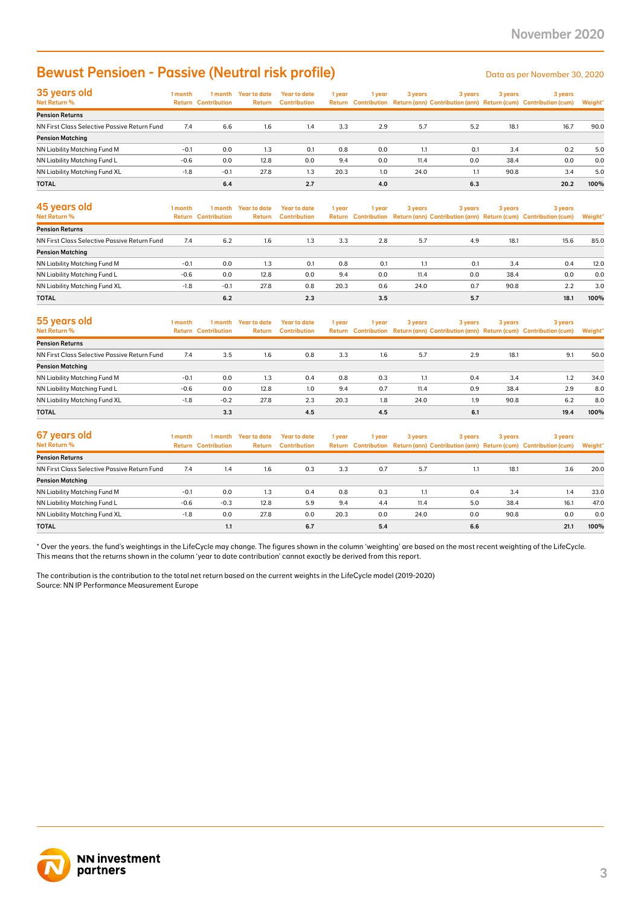# Bewust Pensioen - Passive (Neutral risk profile)

Data as per November 30, 2020

| 35 years old<br>Net Return % | 1 month Return | 1 month Contribution | Year to date Return | Year to date Contribution | 1 year Return | 1 year Contribution | 3 years Return (ann) | 3 years Contribution (ann) | 3 years Return (cum) | 3 years Contribution (cum) | Weight* |
|---|---|---|---|---|---|---|---|---|---|---|---|
| **Pension Returns** | | | | | | | | | | | |
| NN First Class Selective Passive Return Fund | 7.4 | 6.6 | 1.6 | 1.4 | 3.3 | 2.9 | 5.7 | 5.2 | 18.1 | 16.7 | 90.0 |
| **Pension Matching** | | | | | | | | | | | |
| NN Liability Matching Fund M | -0.1 | 0.0 | 1.3 | 0.1 | 0.8 | 0.0 | 1.1 | 0.1 | 3.4 | 0.2 | 5.0 |
| NN Liability Matching Fund L | -0.6 | 0.0 | 12.8 | 0.0 | 9.4 | 0.0 | 11.4 | 0.0 | 38.4 | 0.0 | 0.0 |
| NN Liability Matching Fund XL | -1.8 | -0.1 | 27.8 | 1.3 | 20.3 | 1.0 | 24.0 | 1.1 | 90.8 | 3.4 | 5.0 |
| **TOTAL** | | **6.4** | | **2.7** | | **4.0** | | **6.3** | | **20.2** | **100%** |

| 45 years old<br>Net Return % | 1 month Return | 1 month Contribution | Year to date Return | Year to date Contribution | 1 year Return | 1 year Contribution | 3 years Return (ann) | 3 years Contribution (ann) | 3 years Return (cum) | 3 years Contribution (cum) | Weight* |
|---|---|---|---|---|---|---|---|---|---|---|---|
| **Pension Returns** | | | | | | | | | | | |
| NN First Class Selective Passive Return Fund | 7.4 | 6.2 | 1.6 | 1.3 | 3.3 | 2.8 | 5.7 | 4.9 | 18.1 | 15.6 | 85.0 |
| **Pension Matching** | | | | | | | | | | | |
| NN Liability Matching Fund M | -0.1 | 0.0 | 1.3 | 0.1 | 0.8 | 0.1 | 1.1 | 0.1 | 3.4 | 0.4 | 12.0 |
| NN Liability Matching Fund L | -0.6 | 0.0 | 12.8 | 0.0 | 9.4 | 0.0 | 11.4 | 0.0 | 38.4 | 0.0 | 0.0 |
| NN Liability Matching Fund XL | -1.8 | -0.1 | 27.8 | 0.8 | 20.3 | 0.6 | 24.0 | 0.7 | 90.8 | 2.2 | 3.0 |
| **TOTAL** | | **6.2** | | **2.3** | | **3.5** | | **5.7** | | **18.1** | **100%** |

| 55 years old<br>Net Return % | 1 month Return | 1 month Contribution | Year to date Return | Year to date Contribution | 1 year Return | 1 year Contribution | 3 years Return (ann) | 3 years Contribution (ann) | 3 years Return (cum) | 3 years Contribution (cum) | Weight* |
|---|---|---|---|---|---|---|---|---|---|---|---|
| **Pension Returns** | | | | | | | | | | | |
| NN First Class Selective Passive Return Fund | 7.4 | 3.5 | 1.6 | 0.8 | 3.3 | 1.6 | 5.7 | 2.9 | 18.1 | 9.1 | 50.0 |
| **Pension Matching** | | | | | | | | | | | |
| NN Liability Matching Fund M | -0.1 | 0.0 | 1.3 | 0.4 | 0.8 | 0.3 | 1.1 | 0.4 | 3.4 | 1.2 | 34.0 |
| NN Liability Matching Fund L | -0.6 | 0.0 | 12.8 | 1.0 | 9.4 | 0.7 | 11.4 | 0.9 | 38.4 | 2.9 | 8.0 |
| NN Liability Matching Fund XL | -1.8 | -0.2 | 27.8 | 2.3 | 20.3 | 1.8 | 24.0 | 1.9 | 90.8 | 6.2 | 8.0 |
| **TOTAL** | | **3.3** | | **4.5** | | **4.5** | | **6.1** | | **19.4** | **100%** |

| 67 years old<br>Net Return % | 1 month Return | 1 month Contribution | Year to date Return | Year to date Contribution | 1 year Return | 1 year Contribution | 3 years Return (ann) | 3 years Contribution (ann) | 3 years Return (cum) | 3 years Contribution (cum) | Weight* |
|---|---|---|---|---|---|---|---|---|---|---|---|
| **Pension Returns** | | | | | | | | | | | |
| NN First Class Selective Passive Return Fund | 7.4 | 1.4 | 1.6 | 0.3 | 3.3 | 0.7 | 5.7 | 1.1 | 18.1 | 3.6 | 20.0 |
| **Pension Matching** | | | | | | | | | | | |
| NN Liability Matching Fund M | -0.1 | 0.0 | 1.3 | 0.4 | 0.8 | 0.3 | 1.1 | 0.4 | 3.4 | 1.4 | 33.0 |
| NN Liability Matching Fund L | -0.6 | -0.3 | 12.8 | 5.9 | 9.4 | 4.4 | 11.4 | 5.0 | 38.4 | 16.1 | 47.0 |
| NN Liability Matching Fund XL | -1.8 | 0.0 | 27.8 | 0.0 | 20.3 | 0.0 | 24.0 | 0.0 | 90.8 | 0.0 | 0.0 |
| **TOTAL** | | **1.1** | | **6.7** | | **5.4** | | **6.6** | | **21.1** | **100%** |

\* Over the years. the fund's weightings in the LifeCycle may change. The figures shown in the column 'weighting' are based on the most recent weighting of the LifeCycle. This means that the returns shown in the column 'year to date contribution' cannot exactly be derived from this report.

The contribution is the contribution to the total net return based on the current weights in the LifeCycle model (2019-2020)
Source: NN IP Performance Measurement Europe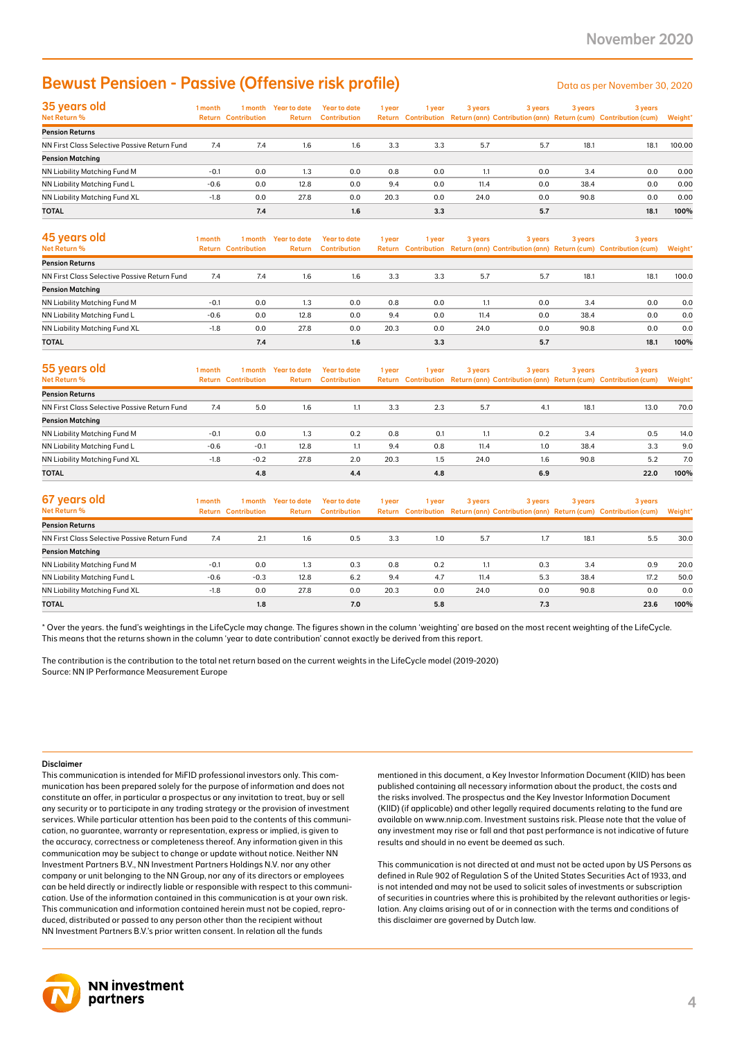November 2020

# Bewust Pensioen - Passive (Offensive risk profile)

Data as per November 30, 2020

## 35 years old

| Net Return % | 1 month Return | 1 month Contribution | Year to date Return | Year to date Contribution | 1 year Return | 1 year Contribution | 3 years Return (ann) | 3 years Contribution (ann) | 3 years Return (cum) | 3 years Contribution (cum) | Weight* |
|---|---|---|---|---|---|---|---|---|---|---|---|
| **Pension Returns** | | | | | | | | | | | |
| NN First Class Selective Passive Return Fund | 7.4 | 7.4 | 1.6 | 1.6 | 3.3 | 3.3 | 5.7 | 5.7 | 18.1 | 18.1 | 100.00 |
| **Pension Matching** | | | | | | | | | | | |
| NN Liability Matching Fund M | -0.1 | 0.0 | 1.3 | 0.0 | 0.8 | 0.0 | 1.1 | 0.0 | 3.4 | 0.0 | 0.00 |
| NN Liability Matching Fund L | -0.6 | 0.0 | 12.8 | 0.0 | 9.4 | 0.0 | 11.4 | 0.0 | 38.4 | 0.0 | 0.00 |
| NN Liability Matching Fund XL | -1.8 | 0.0 | 27.8 | 0.0 | 20.3 | 0.0 | 24.0 | 0.0 | 90.8 | 0.0 | 0.00 |
| **TOTAL** | | **7.4** | | **1.6** | | **3.3** | | **5.7** | | **18.1** | **100%** |

## 45 years old

| Net Return % | 1 month Return | 1 month Contribution | Year to date Return | Year to date Contribution | 1 year Return | 1 year Contribution | 3 years Return (ann) | 3 years Contribution (ann) | 3 years Return (cum) | 3 years Contribution (cum) | Weight* |
|---|---|---|---|---|---|---|---|---|---|---|---|
| **Pension Returns** | | | | | | | | | | | |
| NN First Class Selective Passive Return Fund | 7.4 | 7.4 | 1.6 | 1.6 | 3.3 | 3.3 | 5.7 | 5.7 | 18.1 | 18.1 | 100.0 |
| **Pension Matching** | | | | | | | | | | | |
| NN Liability Matching Fund M | -0.1 | 0.0 | 1.3 | 0.0 | 0.8 | 0.0 | 1.1 | 0.0 | 3.4 | 0.0 | 0.0 |
| NN Liability Matching Fund L | -0.6 | 0.0 | 12.8 | 0.0 | 9.4 | 0.0 | 11.4 | 0.0 | 38.4 | 0.0 | 0.0 |
| NN Liability Matching Fund XL | -1.8 | 0.0 | 27.8 | 0.0 | 20.3 | 0.0 | 24.0 | 0.0 | 90.8 | 0.0 | 0.0 |
| **TOTAL** | | **7.4** | | **1.6** | | **3.3** | | **5.7** | | **18.1** | **100%** |

## 55 years old

| Net Return % | 1 month Return | 1 month Contribution | Year to date Return | Year to date Contribution | 1 year Return | 1 year Contribution | 3 years Return (ann) | 3 years Contribution (ann) | 3 years Return (cum) | 3 years Contribution (cum) | Weight* |
|---|---|---|---|---|---|---|---|---|---|---|---|
| **Pension Returns** | | | | | | | | | | | |
| NN First Class Selective Passive Return Fund | 7.4 | 5.0 | 1.6 | 1.1 | 3.3 | 2.3 | 5.7 | 4.1 | 18.1 | 13.0 | 70.0 |
| **Pension Matching** | | | | | | | | | | | |
| NN Liability Matching Fund M | -0.1 | 0.0 | 1.3 | 0.2 | 0.8 | 0.1 | 1.1 | 0.2 | 3.4 | 0.5 | 14.0 |
| NN Liability Matching Fund L | -0.6 | -0.1 | 12.8 | 1.1 | 9.4 | 0.8 | 11.4 | 1.0 | 38.4 | 3.3 | 9.0 |
| NN Liability Matching Fund XL | -1.8 | -0.2 | 27.8 | 2.0 | 20.3 | 1.5 | 24.0 | 1.6 | 90.8 | 5.2 | 7.0 |
| **TOTAL** | | **4.8** | | **4.4** | | **4.8** | | **6.9** | | **22.0** | **100%** |

## 67 years old

| Net Return % | 1 month Return | 1 month Contribution | Year to date Return | Year to date Contribution | 1 year Return | 1 year Contribution | 3 years Return (ann) | 3 years Contribution (ann) | 3 years Return (cum) | 3 years Contribution (cum) | Weight* |
|---|---|---|---|---|---|---|---|---|---|---|---|
| **Pension Returns** | | | | | | | | | | | |
| NN First Class Selective Passive Return Fund | 7.4 | 2.1 | 1.6 | 0.5 | 3.3 | 1.0 | 5.7 | 1.7 | 18.1 | 5.5 | 30.0 |
| **Pension Matching** | | | | | | | | | | | |
| NN Liability Matching Fund M | -0.1 | 0.0 | 1.3 | 0.3 | 0.8 | 0.2 | 1.1 | 0.3 | 3.4 | 0.9 | 20.0 |
| NN Liability Matching Fund L | -0.6 | -0.3 | 12.8 | 6.2 | 9.4 | 4.7 | 11.4 | 5.3 | 38.4 | 17.2 | 50.0 |
| NN Liability Matching Fund XL | -1.8 | 0.0 | 27.8 | 0.0 | 20.3 | 0.0 | 24.0 | 0.0 | 90.8 | 0.0 | 0.0 |
| **TOTAL** | | **1.8** | | **7.0** | | **5.8** | | **7.3** | | **23.6** | **100%** |

* Over the years. the fund's weightings in the LifeCycle may change. The figures shown in the column 'weighting' are based on the most recent weighting of the LifeCycle. This means that the returns shown in the column 'year to date contribution' cannot exactly be derived from this report.

The contribution is the contribution to the total net return based on the current weights in the LifeCycle model (2019-2020)
Source: NN IP Performance Measurement Europe

**Disclaimer**

This communication is intended for MiFID professional investors only. This communication has been prepared solely for the purpose of information and does not constitute an offer, in particular a prospectus or any invitation to treat, buy or sell any security or to participate in any trading strategy or the provision of investment services. While particular attention has been paid to the contents of this communication, no guarantee, warranty or representation, express or implied, is given to the accuracy, correctness or completeness thereof. Any information given in this communication may be subject to change or update without notice. Neither NN Investment Partners B.V., NN Investment Partners Holdings N.V. nor any other company or unit belonging to the NN Group, nor any of its directors or employees can be held directly or indirectly liable or responsible with respect to this communication. Use of the information contained in this communication is at your own risk. This communication and information contained herein must not be copied, reproduced, distributed or passed to any person other than the recipient without NN Investment Partners B.V.'s prior written consent. In relation all the funds mentioned in this document, a Key Investor Information Document (KIID) has been published containing all necessary information about the product, the costs and the risks involved. The prospectus and the Key Investor Information Document (KIID) (if applicable) and other legally required documents relating to the fund are available on www.nnip.com. Investment sustains risk. Please note that the value of any investment may rise or fall and that past performance is not indicative of future results and should in no event be deemed as such.

This communication is not directed at and must not be acted upon by US Persons as defined in Rule 902 of Regulation S of the United States Securities Act of 1933, and is not intended and may not be used to solicit sales of investments or subscription of securities in countries where this is prohibited by the relevant authorities or legislation. Any claims arising out of or in connection with the terms and conditions of this disclaimer are governed by Dutch law.

NN investment partners